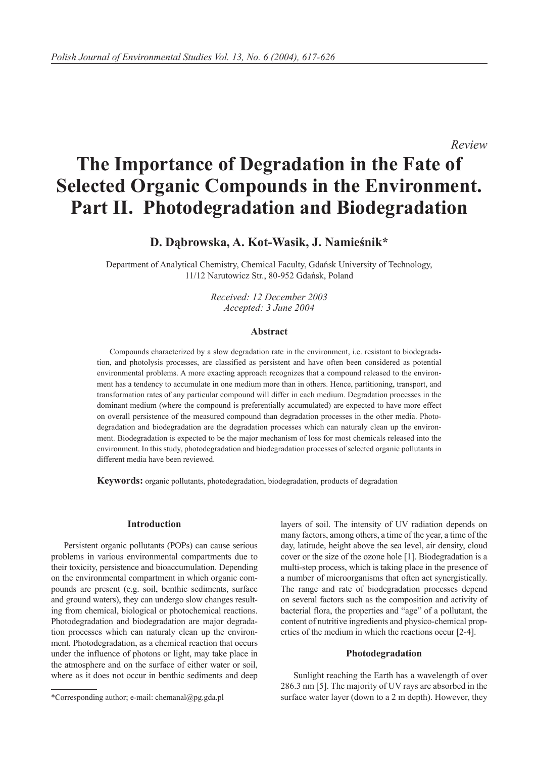*Review*

# The Importance of Degradation in the Fate of Selected Organic Compounds in the Environment. Part II. Photodegradation and Biodegradation

**D. Dąbrowska, A. Kot-Wasik, J. Namieśnik***

Department of Analytical Chemistry, Chemical Faculty, Gdańsk University of Technology, 11/12 Narutowicz Str., 80-952 Gdańsk, Poland

*Received: 12 December 2003*
*Accepted: 3 June 2004*

### Abstract

Compounds characterized by a slow degradation rate in the environment, i.e. resistant to biodegradation, and photolysis processes, are classified as persistent and have often been considered as potential environmental problems. A more exacting approach recognizes that a compound released to the environment has a tendency to accumulate in one medium more than in others. Hence, partitioning, transport, and transformation rates of any particular compound will differ in each medium. Degradation processes in the dominant medium (where the compound is preferentially accumulated) are expected to have more effect on overall persistence of the measured compound than degradation processes in the other media. Photodegradation and biodegradation are the degradation processes which can naturaly clean up the environment. Biodegradation is expected to be the major mechanism of loss for most chemicals released into the environment. In this study, photodegradation and biodegradation processes of selected organic pollutants in different media have been reviewed.

**Keywords:** organic pollutants, photodegradation, biodegradation, products of degradation

## Introduction

Persistent organic pollutants (POPs) can cause serious problems in various environmental compartments due to their toxicity, persistence and bioaccumulation. Depending on the environmental compartment in which organic compounds are present (e.g. soil, benthic sediments, surface and ground waters), they can undergo slow changes resulting from chemical, biological or photochemical reactions. Photodegradation and biodegradation are major degradation processes which can naturaly clean up the environment. Photodegradation, as a chemical reaction that occurs under the influence of photons or light, may take place in the atmosphere and on the surface of either water or soil, where as it does not occur in benthic sediments and deep layers of soil. The intensity of UV radiation depends on many factors, among others, a time of the year, a time of the day, latitude, height above the sea level, air density, cloud cover or the size of the ozone hole [1]. Biodegradation is a multi-step process, which is taking place in the presence of a number of microorganisms that often act synergistically. The range and rate of biodegradation processes depend on several factors such as the composition and activity of bacterial flora, the properties and "age" of a pollutant, the content of nutritive ingredients and physico-chemical properties of the medium in which the reactions occur [2-4].

## Photodegradation

Sunlight reaching the Earth has a wavelength of over 286.3 nm [5]. The majority of UV rays are absorbed in the surface water layer (down to a 2 m depth). However, they

*Corresponding author; e-mail: chemanal@pg.gda.pl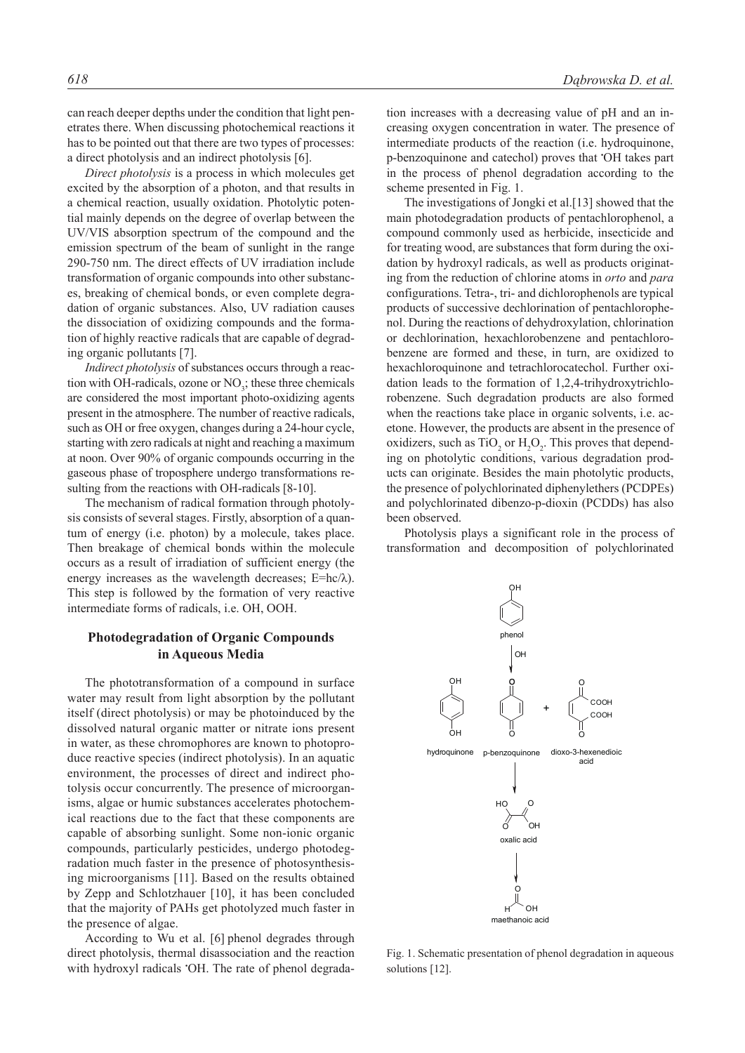can reach deeper depths under the condition that light penetrates there. When discussing photochemical reactions it has to be pointed out that there are two types of processes: a direct photolysis and an indirect photolysis [6].

*Direct photolysis* is a process in which molecules get excited by the absorption of a photon, and that results in a chemical reaction, usually oxidation. Photolytic potential mainly depends on the degree of overlap between the UV/VIS absorption spectrum of the compound and the emission spectrum of the beam of sunlight in the range 290-750 nm. The direct effects of UV irradiation include transformation of organic compounds into other substances, breaking of chemical bonds, or even complete degradation of organic substances. Also, UV radiation causes the dissociation of oxidizing compounds and the formation of highly reactive radicals that are capable of degrading organic pollutants [7].

*Indirect photolysis* of substances occurs through a reaction with OH-radicals, ozone or $NO_3$; these three chemicals are considered the most important photo-oxidizing agents present in the atmosphere. The number of reactive radicals, such as OH or free oxygen, changes during a 24-hour cycle, starting with zero radicals at night and reaching a maximum at noon. Over 90% of organic compounds occurring in the gaseous phase of troposphere undergo transformations resulting from the reactions with OH-radicals [8-10].

The mechanism of radical formation through photolysis consists of several stages. Firstly, absorption of a quantum of energy (i.e. photon) by a molecule, takes place. Then breakage of chemical bonds within the molecule occurs as a result of irradiation of sufficient energy (the energy increases as the wavelength decreases; $E=hc/\lambda$). This step is followed by the formation of very reactive intermediate forms of radicals, i.e. OH, OOH.

## Photodegradation of Organic Compounds in Aqueous Media

The phototransformation of a compound in surface water may result from light absorption by the pollutant itself (direct photolysis) or may be photoinduced by the dissolved natural organic matter or nitrate ions present in water, as these chromophores are known to photoproduce reactive species (indirect photolysis). In an aquatic environment, the processes of direct and indirect photolysis occur concurrently. The presence of microorganisms, algae or humic substances accelerates photochemical reactions due to the fact that these components are capable of absorbing sunlight. Some non-ionic organic compounds, particularly pesticides, undergo photodegradation much faster in the presence of photosynthesising microorganisms [11]. Based on the results obtained by Zepp and Schlotzhauer [10], it has been concluded that the majority of PAHs get photolyzed much faster in the presence of algae.

According to Wu et al. [6] phenol degrades through direct photolysis, thermal disassociation and the reaction with hydroxyl radicals ·OH. The rate of phenol degradation increases with a decreasing value of pH and an increasing oxygen concentration in water. The presence of intermediate products of the reaction (i.e. hydroquinone, p-benzoquinone and catechol) proves that ·OH takes part in the process of phenol degradation according to the scheme presented in Fig. 1.

The investigations of Jongki et al.[13] showed that the main photodegradation products of pentachlorophenol, a compound commonly used as herbicide, insecticide and for treating wood, are substances that form during the oxidation by hydroxyl radicals, as well as products originating from the reduction of chlorine atoms in *orto* and *para* configurations. Tetra-, tri- and dichlorophenols are typical products of successive dechlorination of pentachlorophenol. During the reactions of dehydroxylation, chlorination or dechlorination, hexachlorobenzene and pentachlorobenzene are formed and these, in turn, are oxidized to hexachloroquinone and tetrachlorocatechol. Further oxidation leads to the formation of 1,2,4-trihydroxytrichlorobenzene. Such degradation products are also formed when the reactions take place in organic solvents, i.e. acetone. However, the products are absent in the presence of oxidizers, such as $TiO_2$ or $H_2O_2$. This proves that depending on photolytic conditions, various degradation products can originate. Besides the main photolytic products, the presence of polychlorinated diphenylethers (PCDPEs) and polychlorinated dibenzo-p-dioxin (PCDDs) has also been observed.

Photolysis plays a significant role in the process of transformation and decomposition of polychlorinated

Fig. 1. Schematic presentation of phenol degradation in aqueous solutions [12].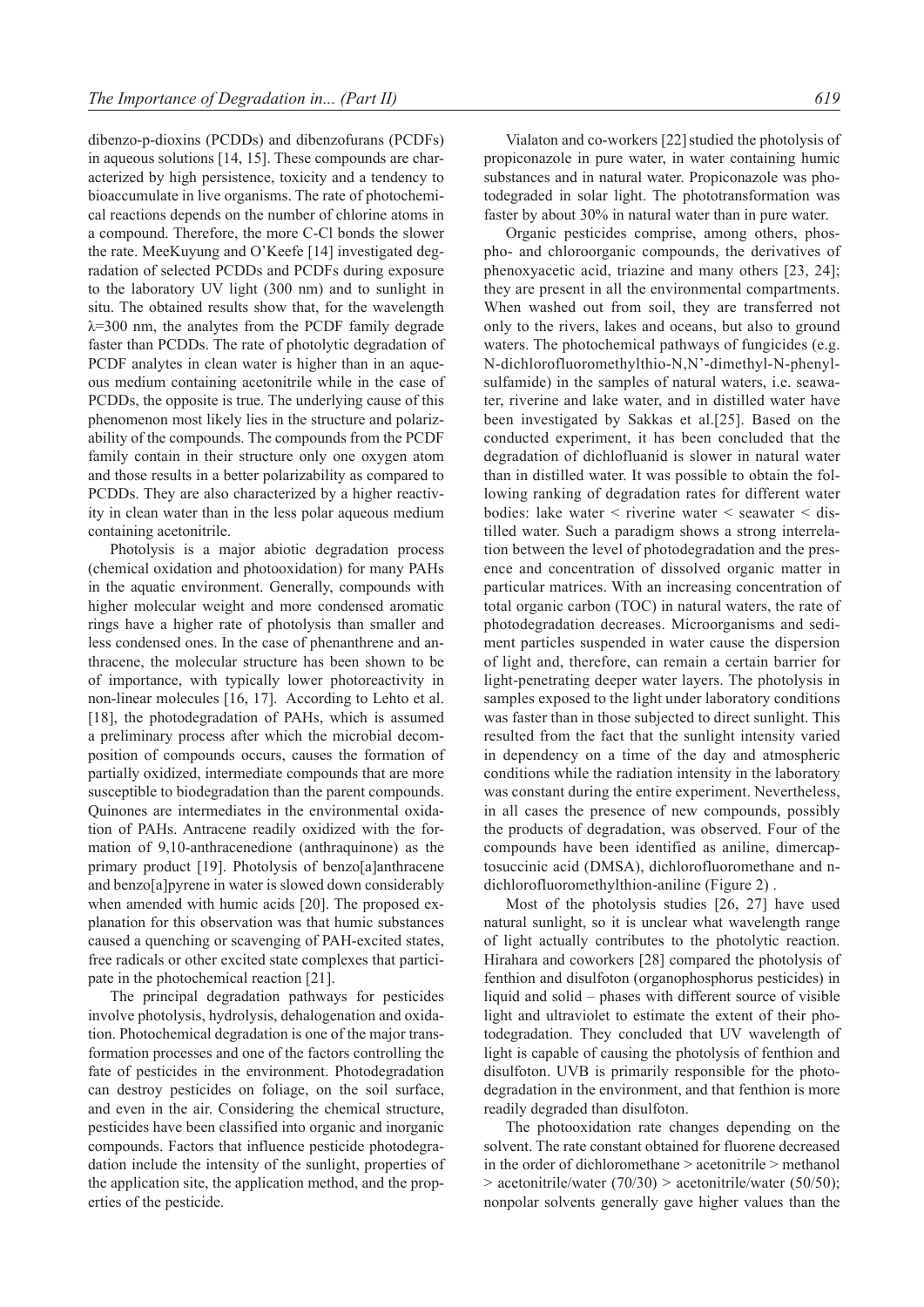dibenzo-p-dioxins (PCDDs) and dibenzofurans (PCDFs) in aqueous solutions [14, 15]. These compounds are characterized by high persistence, toxicity and a tendency to bioaccumulate in live organisms. The rate of photochemical reactions depends on the number of chlorine atoms in a compound. Therefore, the more C-Cl bonds the slower the rate. MeeKuyung and O'Keefe [14] investigated degradation of selected PCDDs and PCDFs during exposure to the laboratory UV light (300 nm) and to sunlight in situ. The obtained results show that, for the wavelength $\lambda$=300 nm, the analytes from the PCDF family degrade faster than PCDDs. The rate of photolytic degradation of PCDF analytes in clean water is higher than in an aqueous medium containing acetonitrile while in the case of PCDDs, the opposite is true. The underlying cause of this phenomenon most likely lies in the structure and polarizability of the compounds. The compounds from the PCDF family contain in their structure only one oxygen atom and those results in a better polarizability as compared to PCDDs. They are also characterized by a higher reactivity in clean water than in the less polar aqueous medium containing acetonitrile.

Photolysis is a major abiotic degradation process (chemical oxidation and photooxidation) for many PAHs in the aquatic environment. Generally, compounds with higher molecular weight and more condensed aromatic rings have a higher rate of photolysis than smaller and less condensed ones. In the case of phenanthrene and anthracene, the molecular structure has been shown to be of importance, with typically lower photoreactivity in non-linear molecules [16, 17]. According to Lehto et al. [18], the photodegradation of PAHs, which is assumed a preliminary process after which the microbial decomposition of compounds occurs, causes the formation of partially oxidized, intermediate compounds that are more susceptible to biodegradation than the parent compounds. Quinones are intermediates in the environmental oxidation of PAHs. Antracene readily oxidized with the formation of 9,10-anthracenedione (anthraquinone) as the primary product [19]. Photolysis of benzo[a]anthracene and benzo[a]pyrene in water is slowed down considerably when amended with humic acids [20]. The proposed explanation for this observation was that humic substances caused a quenching or scavenging of PAH-excited states, free radicals or other excited state complexes that participate in the photochemical reaction [21].

The principal degradation pathways for pesticides involve photolysis, hydrolysis, dehalogenation and oxidation. Photochemical degradation is one of the major transformation processes and one of the factors controlling the fate of pesticides in the environment. Photodegradation can destroy pesticides on foliage, on the soil surface, and even in the air. Considering the chemical structure, pesticides have been classified into organic and inorganic compounds. Factors that influence pesticide photodegradation include the intensity of the sunlight, properties of the application site, the application method, and the properties of the pesticide.

Vialaton and co-workers [22] studied the photolysis of propiconazole in pure water, in water containing humic substances and in natural water. Propiconazole was photodegraded in solar light. The phototransformation was faster by about 30% in natural water than in pure water.

Organic pesticides comprise, among others, phospho- and chloroorganic compounds, the derivatives of phenoxyacetic acid, triazine and many others [23, 24]; they are present in all the environmental compartments. When washed out from soil, they are transferred not only to the rivers, lakes and oceans, but also to ground waters. The photochemical pathways of fungicides (e.g. N-dichlorofluoromethylthio-N,N'-dimethyl-N-phenylsulfamide) in the samples of natural waters, i.e. seawater, riverine and lake water, and in distilled water have been investigated by Sakkas et al.[25]. Based on the conducted experiment, it has been concluded that the degradation of dichlofluanid is slower in natural water than in distilled water. It was possible to obtain the following ranking of degradation rates for different water bodies: lake water < riverine water < seawater < distilled water. Such a paradigm shows a strong interrelation between the level of photodegradation and the presence and concentration of dissolved organic matter in particular matrices. With an increasing concentration of total organic carbon (TOC) in natural waters, the rate of photodegradation decreases. Microorganisms and sediment particles suspended in water cause the dispersion of light and, therefore, can remain a certain barrier for light-penetrating deeper water layers. The photolysis in samples exposed to the light under laboratory conditions was faster than in those subjected to direct sunlight. This resulted from the fact that the sunlight intensity varied in dependency on a time of the day and atmospheric conditions while the radiation intensity in the laboratory was constant during the entire experiment. Nevertheless, in all cases the presence of new compounds, possibly the products of degradation, was observed. Four of the compounds have been identified as aniline, dimercaptosuccinic acid (DMSA), dichlorofluoromethane and n-dichlorofluoromethylthion-aniline (Figure 2) .

Most of the photolysis studies [26, 27] have used natural sunlight, so it is unclear what wavelength range of light actually contributes to the photolytic reaction. Hirahara and coworkers [28] compared the photolysis of fenthion and disulfoton (organophosphorus pesticides) in liquid and solid – phases with different source of visible light and ultraviolet to estimate the extent of their photodegradation. They concluded that UV wavelength of light is capable of causing the photolysis of fenthion and disulfoton. UVB is primarily responsible for the photodegradation in the environment, and that fenthion is more readily degraded than disulfoton.

The photooxidation rate changes depending on the solvent. The rate constant obtained for fluorene decreased in the order of dichloromethane > acetonitrile > methanol > acetonitrile/water (70/30) > acetonitrile/water (50/50); nonpolar solvents generally gave higher values than the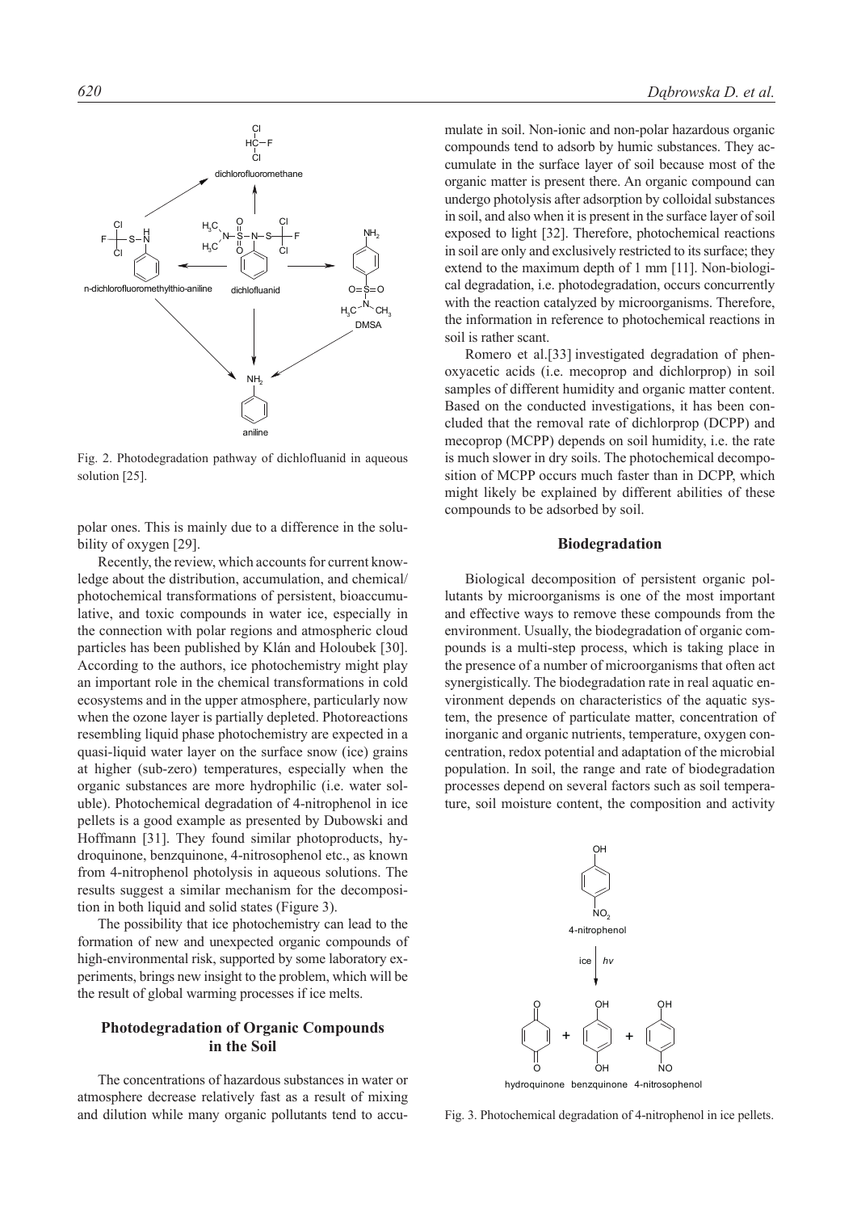Fig. 2. Photodegradation pathway of dichlofluanid in aqueous solution [25].

polar ones. This is mainly due to a difference in the solubility of oxygen [29].

Recently, the review, which accounts for current knowledge about the distribution, accumulation, and chemical/photochemical transformations of persistent, bioaccumulative, and toxic compounds in water ice, especially in the connection with polar regions and atmospheric cloud particles has been published by Klán and Holoubek [30]. According to the authors, ice photochemistry might play an important role in the chemical transformations in cold ecosystems and in the upper atmosphere, particularly now when the ozone layer is partially depleted. Photoreactions resembling liquid phase photochemistry are expected in a quasi-liquid water layer on the surface snow (ice) grains at higher (sub-zero) temperatures, especially when the organic substances are more hydrophilic (i.e. water soluble). Photochemical degradation of 4-nitrophenol in ice pellets is a good example as presented by Dubowski and Hoffmann [31]. They found similar photoproducts, hydroquinone, benzquinone, 4-nitrosophenol etc., as known from 4-nitrophenol photolysis in aqueous solutions. The results suggest a similar mechanism for the decomposition in both liquid and solid states (Figure 3).

The possibility that ice photochemistry can lead to the formation of new and unexpected organic compounds of high-environmental risk, supported by some laboratory experiments, brings new insight to the problem, which will be the result of global warming processes if ice melts.

## Photodegradation of Organic Compounds in the Soil

The concentrations of hazardous substances in water or atmosphere decrease relatively fast as a result of mixing and dilution while many organic pollutants tend to accumulate in soil. Non-ionic and non-polar hazardous organic compounds tend to adsorb by humic substances. They accumulate in the surface layer of soil because most of the organic matter is present there. An organic compound can undergo photolysis after adsorption by colloidal substances in soil, and also when it is present in the surface layer of soil exposed to light [32]. Therefore, photochemical reactions in soil are only and exclusively restricted to its surface; they extend to the maximum depth of 1 mm [11]. Non-biological degradation, i.e. photodegradation, occurs concurrently with the reaction catalyzed by microorganisms. Therefore, the information in reference to photochemical reactions in soil is rather scant.

Romero et al.[33] investigated degradation of phenoxyacetic acids (i.e. mecoprop and dichlorprop) in soil samples of different humidity and organic matter content. Based on the conducted investigations, it has been concluded that the removal rate of dichlorprop (DCPP) and mecoprop (MCPP) depends on soil humidity, i.e. the rate is much slower in dry soils. The photochemical decomposition of MCPP occurs much faster than in DCPP, which might likely be explained by different abilities of these compounds to be adsorbed by soil.

## Biodegradation

Biological decomposition of persistent organic pollutants by microorganisms is one of the most important and effective ways to remove these compounds from the environment. Usually, the biodegradation of organic compounds is a multi-step process, which is taking place in the presence of a number of microorganisms that often act synergistically. The biodegradation rate in real aquatic environment depends on characteristics of the aquatic system, the presence of particulate matter, concentration of inorganic and organic nutrients, temperature, oxygen concentration, redox potential and adaptation of the microbial population. In soil, the range and rate of biodegradation processes depend on several factors such as soil temperature, soil moisture content, the composition and activity

Fig. 3. Photochemical degradation of 4-nitrophenol in ice pellets.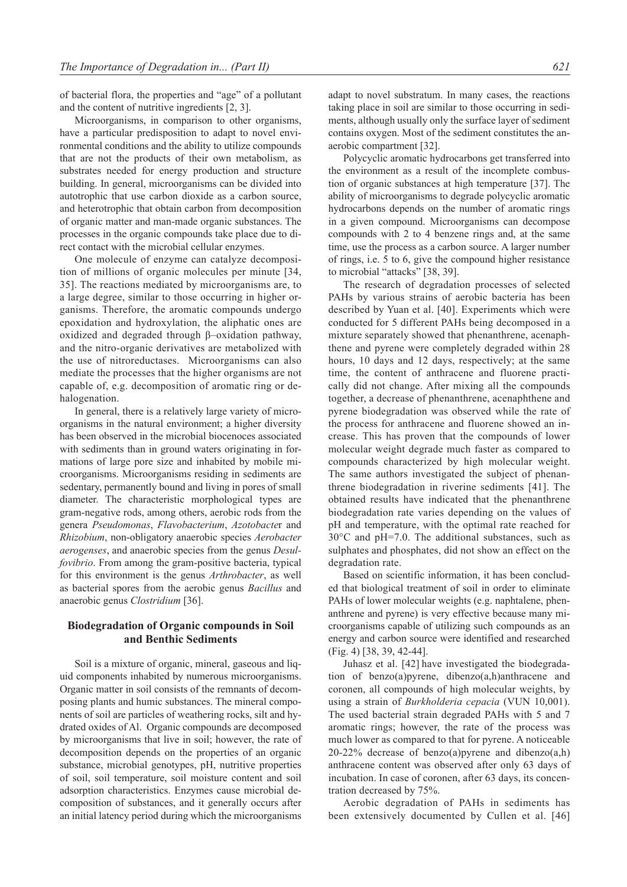of bacterial flora, the properties and "age" of a pollutant and the content of nutritive ingredients [2, 3].

Microorganisms, in comparison to other organisms, have a particular predisposition to adapt to novel environmental conditions and the ability to utilize compounds that are not the products of their own metabolism, as substrates needed for energy production and structure building. In general, microorganisms can be divided into autotrophic that use carbon dioxide as a carbon source, and heterotrophic that obtain carbon from decomposition of organic matter and man-made organic substances. The processes in the organic compounds take place due to direct contact with the microbial cellular enzymes.

One molecule of enzyme can catalyze decomposition of millions of organic molecules per minute [34, 35]. The reactions mediated by microorganisms are, to a large degree, similar to those occurring in higher organisms. Therefore, the aromatic compounds undergo epoxidation and hydroxylation, the aliphatic ones are oxidized and degraded through β–oxidation pathway, and the nitro-organic derivatives are metabolized with the use of nitroreductases. Microorganisms can also mediate the processes that the higher organisms are not capable of, e.g. decomposition of aromatic ring or dehalogenation.

In general, there is a relatively large variety of microorganisms in the natural environment; a higher diversity has been observed in the microbial biocenoces associated with sediments than in ground waters originating in formations of large pore size and inhabited by mobile microorganisms. Microorganisms residing in sediments are sedentary, permanently bound and living in pores of small diameter. The characteristic morphological types are gram-negative rods, among others, aerobic rods from the genera *Pseudomonas*, *Flavobacterium*, *Azotobacter* and *Rhizobium*, non-obligatory anaerobic species *Aerobacter aerogenses*, and anaerobic species from the genus *Desulfovibrio*. From among the gram-positive bacteria, typical for this environment is the genus *Arthrobacter*, as well as bacterial spores from the aerobic genus *Bacillus* and anaerobic genus *Clostridium* [36].

## Biodegradation of Organic compounds in Soil and Benthic Sediments

Soil is a mixture of organic, mineral, gaseous and liquid components inhabited by numerous microorganisms. Organic matter in soil consists of the remnants of decomposing plants and humic substances. The mineral components of soil are particles of weathering rocks, silt and hydrated oxides of Al. Organic compounds are decomposed by microorganisms that live in soil; however, the rate of decomposition depends on the properties of an organic substance, microbial genotypes, pH, nutritive properties of soil, soil temperature, soil moisture content and soil adsorption characteristics. Enzymes cause microbial decomposition of substances, and it generally occurs after an initial latency period during which the microorganisms adapt to novel substratum. In many cases, the reactions taking place in soil are similar to those occurring in sediments, although usually only the surface layer of sediment contains oxygen. Most of the sediment constitutes the anaerobic compartment [32].

Polycyclic aromatic hydrocarbons get transferred into the environment as a result of the incomplete combustion of organic substances at high temperature [37]. The ability of microorganisms to degrade polycyclic aromatic hydrocarbons depends on the number of aromatic rings in a given compound. Microorganisms can decompose compounds with 2 to 4 benzene rings and, at the same time, use the process as a carbon source. A larger number of rings, i.e. 5 to 6, give the compound higher resistance to microbial "attacks" [38, 39].

The research of degradation processes of selected PAHs by various strains of aerobic bacteria has been described by Yuan et al. [40]. Experiments which were conducted for 5 different PAHs being decomposed in a mixture separately showed that phenanthrene, acenaphthene and pyrene were completely degraded within 28 hours, 10 days and 12 days, respectively; at the same time, the content of anthracene and fluorene practically did not change. After mixing all the compounds together, a decrease of phenanthrene, acenaphthene and pyrene biodegradation was observed while the rate of the process for anthracene and fluorene showed an increase. This has proven that the compounds of lower molecular weight degrade much faster as compared to compounds characterized by high molecular weight. The same authors investigated the subject of phenanthrene biodegradation in riverine sediments [41]. The obtained results have indicated that the phenanthrene biodegradation rate varies depending on the values of pH and temperature, with the optimal rate reached for 30°C and pH=7.0. The additional substances, such as sulphates and phosphates, did not show an effect on the degradation rate.

Based on scientific information, it has been concluded that biological treatment of soil in order to eliminate PAHs of lower molecular weights (e.g. naphtalene, phenanthrene and pyrene) is very effective because many microorganisms capable of utilizing such compounds as an energy and carbon source were identified and researched (Fig. 4) [38, 39, 42-44].

Juhasz et al. [42] have investigated the biodegradation of benzo(a)pyrene, dibenzo(a,h)anthracene and coronen, all compounds of high molecular weights, by using a strain of *Burkholderia cepacia* (VUN 10,001). The used bacterial strain degraded PAHs with 5 and 7 aromatic rings; however, the rate of the process was much lower as compared to that for pyrene. A noticeable 20-22% decrease of benzo(a)pyrene and dibenzo(a,h) anthracene content was observed after only 63 days of incubation. In case of coronen, after 63 days, its concentration decreased by 75%.

Aerobic degradation of PAHs in sediments has been extensively documented by Cullen et al. [46]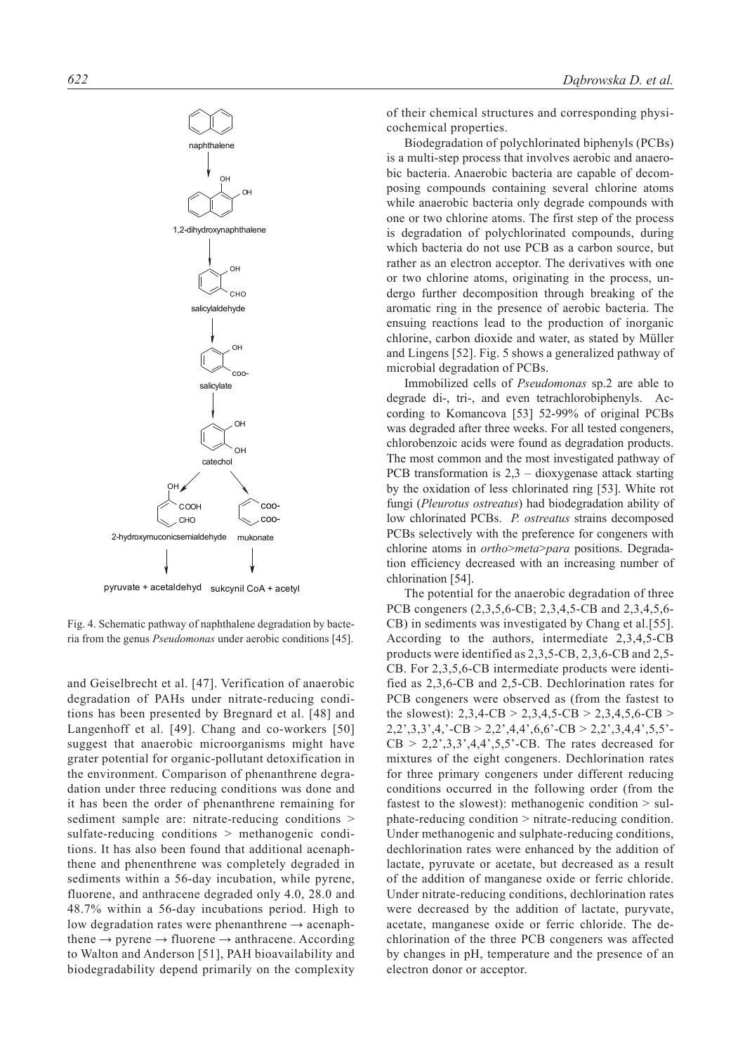Fig. 4. Schematic pathway of naphthalene degradation by bacteria from the genus *Pseudomonas* under aerobic conditions [45].

and Geiselbrecht et al. [47]. Verification of anaerobic degradation of PAHs under nitrate-reducing conditions has been presented by Bregnard et al. [48] and Langenhoff et al. [49]. Chang and co-workers [50] suggest that anaerobic microorganisms might have grater potential for organic-pollutant detoxification in the environment. Comparison of phenanthrene degradation under three reducing conditions was done and it has been the order of phenanthrene remaining for sediment sample are: nitrate-reducing conditions > sulfate-reducing conditions > methanogenic conditions. It has also been found that additional acenaphthene and phenenthrene was completely degraded in sediments within a 56-day incubation, while pyrene, fluorene, and anthracene degraded only 4.0, 28.0 and 48.7% within a 56-day incubations period. High to low degradation rates were phenanthrene → acenaphthene → pyrene → fluorene → anthracene. According to Walton and Anderson [51], PAH bioavailability and biodegradability depend primarily on the complexity of their chemical structures and corresponding physicochemical properties.

Biodegradation of polychlorinated biphenyls (PCBs) is a multi-step process that involves aerobic and anaerobic bacteria. Anaerobic bacteria are capable of decomposing compounds containing several chlorine atoms while anaerobic bacteria only degrade compounds with one or two chlorine atoms. The first step of the process is degradation of polychlorinated compounds, during which bacteria do not use PCB as a carbon source, but rather as an electron acceptor. The derivatives with one or two chlorine atoms, originating in the process, undergo further decomposition through breaking of the aromatic ring in the presence of aerobic bacteria. The ensuing reactions lead to the production of inorganic chlorine, carbon dioxide and water, as stated by Müller and Lingens [52]. Fig. 5 shows a generalized pathway of microbial degradation of PCBs.

Immobilized cells of *Pseudomonas* sp.2 are able to degrade di-, tri-, and even tetrachlorobiphenyls. According to Komancova [53] 52-99% of original PCBs was degraded after three weeks. For all tested congeners, chlorobenzoic acids were found as degradation products. The most common and the most investigated pathway of PCB transformation is 2,3 – dioxygenase attack starting by the oxidation of less chlorinated ring [53]. White rot fungi (*Pleurotus ostreatus*) had biodegradation ability of low chlorinated PCBs. *P. ostreatus* strains decomposed PCBs selectively with the preference for congeners with chlorine atoms in *ortho*>*meta*>*para* positions. Degradation efficiency decreased with an increasing number of chlorination [54].

The potential for the anaerobic degradation of three PCB congeners (2,3,5,6-CB; 2,3,4,5-CB and 2,3,4,5,6-CB) in sediments was investigated by Chang et al.[55]. According to the authors, intermediate 2,3,4,5-CB products were identified as 2,3,5-CB, 2,3,6-CB and 2,5-CB. For 2,3,5,6-CB intermediate products were identified as 2,3,6-CB and 2,5-CB. Dechlorination rates for PCB congeners were observed as (from the fastest to the slowest): 2,3,4-CB > 2,3,4,5-CB > 2,3,4,5,6-CB > 2,2',3,3',4,'-CB > 2,2',4,4',6,6'-CB > 2,2',3,4,4',5,5'-CB > 2,2',3,3',4,4',5,5'-CB. The rates decreased for mixtures of the eight congeners. Dechlorination rates for three primary congeners under different reducing conditions occurred in the following order (from the fastest to the slowest): methanogenic condition > sulphate-reducing condition > nitrate-reducing condition. Under methanogenic and sulphate-reducing conditions, dechlorination rates were enhanced by the addition of lactate, pyruvate or acetate, but decreased as a result of the addition of manganese oxide or ferric chloride. Under nitrate-reducing conditions, dechlorination rates were decreased by the addition of lactate, puryvate, acetate, manganese oxide or ferric chloride. The dechlorination of the three PCB congeners was affected by changes in pH, temperature and the presence of an electron donor or acceptor.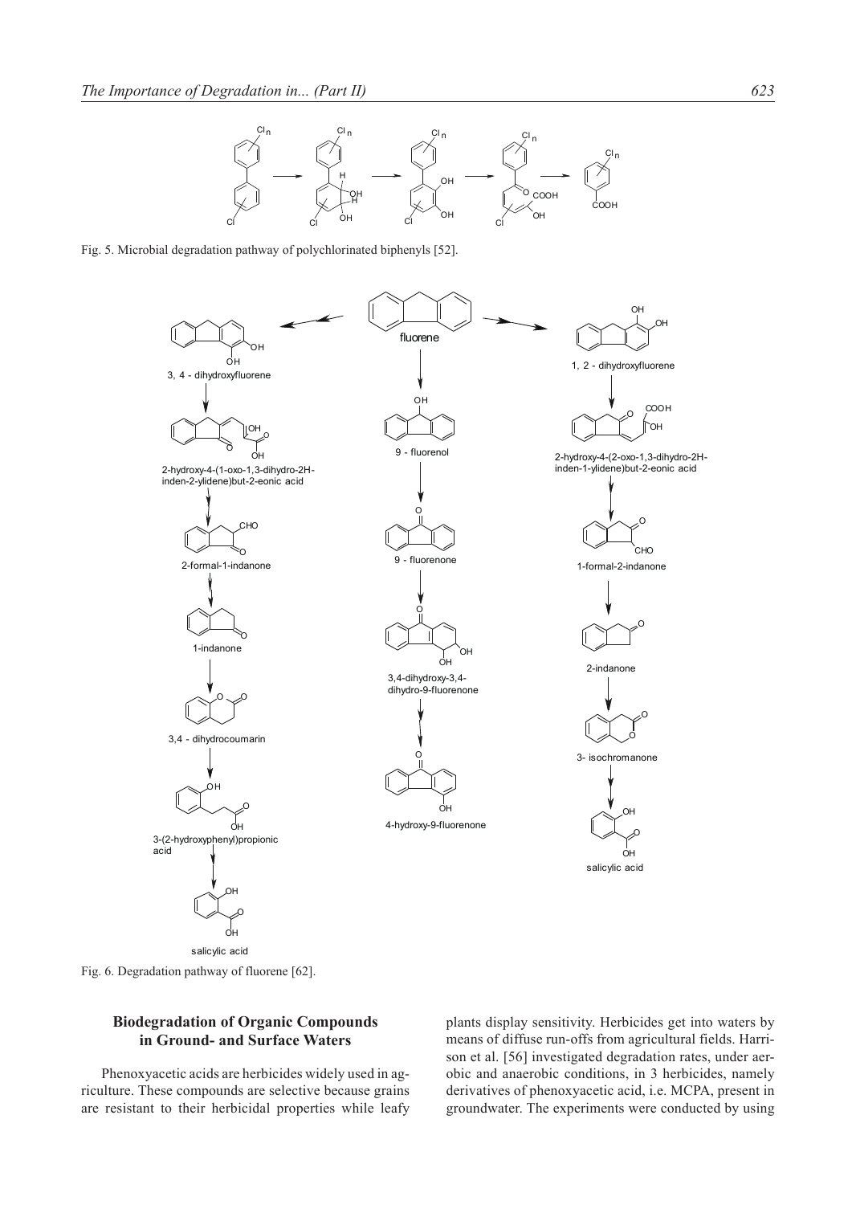Fig. 5. Microbial degradation pathway of polychlorinated biphenyls [52].

Fig. 6. Degradation pathway of fluorene [62].

### Biodegradation of Organic Compounds in Ground- and Surface Waters

Phenoxyacetic acids are herbicides widely used in agriculture. These compounds are selective because grains are resistant to their herbicidal properties while leafy plants display sensitivity. Herbicides get into waters by means of diffuse run-offs from agricultural fields. Harrison et al. [56] investigated degradation rates, under aerobic and anaerobic conditions, in 3 herbicides, namely derivatives of phenoxyacetic acid, i.e. MCPA, present in groundwater. The experiments were conducted by using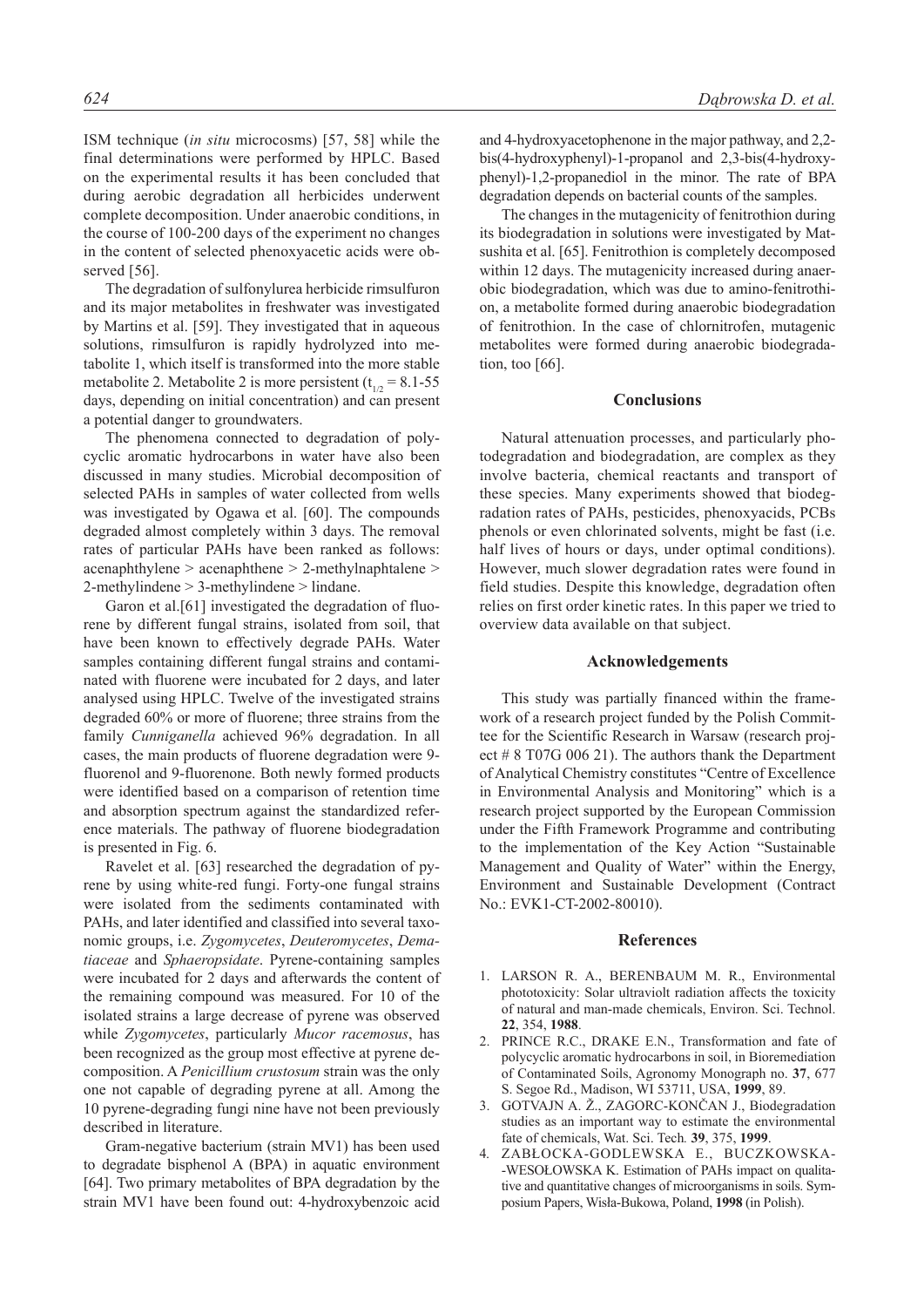ISM technique (*in situ* microcosms) [57, 58] while the final determinations were performed by HPLC. Based on the experimental results it has been concluded that during aerobic degradation all herbicides underwent complete decomposition. Under anaerobic conditions, in the course of 100-200 days of the experiment no changes in the content of selected phenoxyacetic acids were observed [56].

The degradation of sulfonylurea herbicide rimsulfuron and its major metabolites in freshwater was investigated by Martins et al. [59]. They investigated that in aqueous solutions, rimsulfuron is rapidly hydrolyzed into metabolite 1, which itself is transformed into the more stable metabolite 2. Metabolite 2 is more persistent ($t_{1/2}$ = 8.1-55 days, depending on initial concentration) and can present a potential danger to groundwaters.

The phenomena connected to degradation of polycyclic aromatic hydrocarbons in water have also been discussed in many studies. Microbial decomposition of selected PAHs in samples of water collected from wells was investigated by Ogawa et al. [60]. The compounds degraded almost completely within 3 days. The removal rates of particular PAHs have been ranked as follows: acenaphthylene > acenaphthene > 2-methylnaphtalene > 2-methylindene > 3-methylindene > lindane.

Garon et al.[61] investigated the degradation of fluorene by different fungal strains, isolated from soil, that have been known to effectively degrade PAHs. Water samples containing different fungal strains and contaminated with fluorene were incubated for 2 days, and later analysed using HPLC. Twelve of the investigated strains degraded 60% or more of fluorene; three strains from the family *Cunniganella* achieved 96% degradation. In all cases, the main products of fluorene degradation were 9-fluorenol and 9-fluorenone. Both newly formed products were identified based on a comparison of retention time and absorption spectrum against the standardized reference materials. The pathway of fluorene biodegradation is presented in Fig. 6.

Ravelet et al. [63] researched the degradation of pyrene by using white-red fungi. Forty-one fungal strains were isolated from the sediments contaminated with PAHs, and later identified and classified into several taxonomic groups, i.e. *Zygomycetes*, *Deuteromycetes*, *Dematiaceae* and *Sphaeropsidate*. Pyrene-containing samples were incubated for 2 days and afterwards the content of the remaining compound was measured. For 10 of the isolated strains a large decrease of pyrene was observed while *Zygomycetes*, particularly *Mucor racemosus*, has been recognized as the group most effective at pyrene decomposition. A *Penicillium crustosum* strain was the only one not capable of degrading pyrene at all. Among the 10 pyrene-degrading fungi nine have not been previously described in literature.

Gram-negative bacterium (strain MV1) has been used to degradate bisphenol A (BPA) in aquatic environment [64]. Two primary metabolites of BPA degradation by the strain MV1 have been found out: 4-hydroxybenzoic acid and 4-hydroxyacetophenone in the major pathway, and 2,2-bis(4-hydroxyphenyl)-1-propanol and 2,3-bis(4-hydroxyphenyl)-1,2-propanediol in the minor. The rate of BPA degradation depends on bacterial counts of the samples.

The changes in the mutagenicity of fenitrothion during its biodegradation in solutions were investigated by Matsushita et al. [65]. Fenitrothion is completely decomposed within 12 days. The mutagenicity increased during anaerobic biodegradation, which was due to amino-fenitrothion, a metabolite formed during anaerobic biodegradation of fenitrothion. In the case of chlornitrofen, mutagenic metabolites were formed during anaerobic biodegradation, too [66].

## Conclusions

Natural attenuation processes, and particularly photodegradation and biodegradation, are complex as they involve bacteria, chemical reactants and transport of these species. Many experiments showed that biodegradation rates of PAHs, pesticides, phenoxyacids, PCBs phenols or even chlorinated solvents, might be fast (i.e. half lives of hours or days, under optimal conditions). However, much slower degradation rates were found in field studies. Despite this knowledge, degradation often relies on first order kinetic rates. In this paper we tried to overview data available on that subject.

## Acknowledgements

This study was partially financed within the framework of a research project funded by the Polish Committee for the Scientific Research in Warsaw (research project # 8 T07G 006 21). The authors thank the Department of Analytical Chemistry constitutes "Centre of Excellence in Environmental Analysis and Monitoring" which is a research project supported by the European Commission under the Fifth Framework Programme and contributing to the implementation of the Key Action "Sustainable Management and Quality of Water" within the Energy, Environment and Sustainable Development (Contract No.: EVK1-CT-2002-80010).

## References

1. LARSON R. A., BERENBAUM M. R., Environmental phototoxicity: Solar ultraviolt radiation affects the toxicity of natural and man-made chemicals, Environ. Sci. Technol. **22**, 354, **1988**.
2. PRINCE R.C., DRAKE E.N., Transformation and fate of polycyclic aromatic hydrocarbons in soil, in Bioremediation of Contaminated Soils, Agronomy Monograph no. **37**, 677 S. Segoe Rd., Madison, WI 53711, USA, **1999**, 89.
3. GOTVAJN A. Ž., ZAGORC-KONČAN J., Biodegradation studies as an important way to estimate the environmental fate of chemicals, Wat. Sci. Tech. **39**, 375, **1999**.
4. ZABŁOCKA-GODLEWSKA E., BUCZKOWSKA-WESOŁOWSKA K. Estimation of PAHs impact on qualitative and quantitative changes of microorganisms in soils. Symposium Papers, Wisła-Bukowa, Poland, **1998** (in Polish).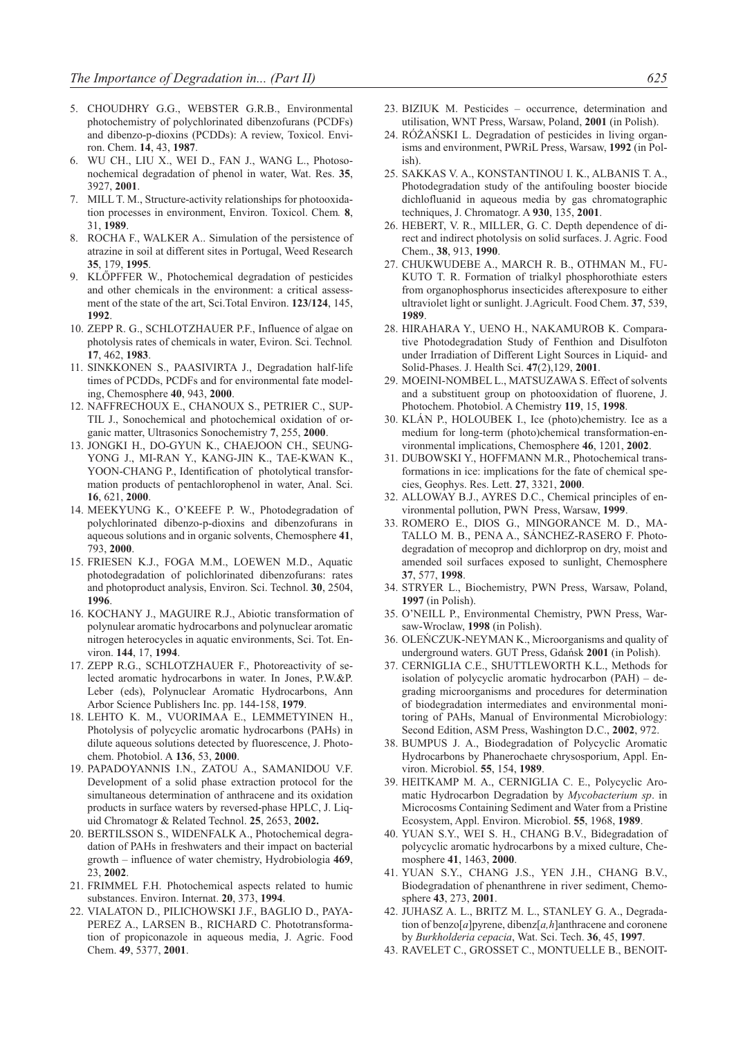5. CHOUDHRY G.G., WEBSTER G.R.B., Environmental photochemistry of polychlorinated dibenzofurans (PCDFs) and dibenzo-p-dioxins (PCDDs): A review, Toxicol. Environ. Chem. **14**, 43, **1987**.
6. WU CH., LIU X., WEI D., FAN J., WANG L., Photosonochemical degradation of phenol in water, Wat. Res. **35**, 3927, **2001**.
7. MILL T. M., Structure-activity relationships for photooxidation processes in environment, Environ. Toxicol. Chem*.* **8**, 31, **1989**.
8. ROCHA F., WALKER A.. Simulation of the persistence of atrazine in soil at different sites in Portugal, Weed Research **35**, 179, **1995**.
9. KLÖPFFER W., Photochemical degradation of pesticides and other chemicals in the environment: a critical assessment of the state of the art, Sci.Total Environ. **123/124**, 145, **1992**.
10. ZEPP R. G., SCHLOTZHAUER P.F., Influence of algae on photolysis rates of chemicals in water, Eviron. Sci. Technol*.* **17**, 462, **1983**.
11. SINKKONEN S., PAASIVIRTA J., Degradation half-life times of PCDDs, PCDFs and for environmental fate modeling, Chemosphere **40**, 943, **2000**.
12. NAFFRECHOUX E., CHANOUX S., PETRIER C., SUPTIL J., Sonochemical and photochemical oxidation of organic matter, Ultrasonics Sonochemistry **7**, 255, **2000**.
13. JONGKI H., DO-GYUN K., CHAEJOON CH., SEUNG-YONG J., MI-RAN Y., KANG-JIN K., TAE-KWAN K., YOON-CHANG P., Identification of photolytical transformation products of pentachlorophenol in water, Anal. Sci. **16**, 621, **2000**.
14. MEEKYUNG K., O'KEEFE P. W., Photodegradation of polychlorinated dibenzo-p-dioxins and dibenzofurans in aqueous solutions and in organic solvents, Chemosphere **41**, 793, **2000**.
15. FRIESEN K.J., FOGA M.M., LOEWEN M.D., Aquatic photodegradation of polichlorinated dibenzofurans: rates and photoproduct analysis, Environ. Sci. Technol. **30**, 2504, **1996**.
16. KOCHANY J., MAGUIRE R.J., Abiotic transformation of polynulear aromatic hydrocarbons and polynuclear aromatic nitrogen heterocycles in aquatic environments, Sci. Tot. Environ. **144**, 17, **1994**.
17. ZEPP R.G., SCHLOTZHAUER F., Photoreactivity of selected aromatic hydrocarbons in water. In Jones, P.W.&P. Leber (eds), Polynuclear Aromatic Hydrocarbons, Ann Arbor Science Publishers Inc. pp. 144-158, **1979**.
18. LEHTO K. M., VUORIMAA E., LEMMETYINEN H., Photolysis of polycyclic aromatic hydrocarbons (PAHs) in dilute aqueous solutions detected by fluorescence, J. Photochem. Photobiol. A **136**, 53, **2000**.
19. PAPADOYANNIS I.N., ZATOU A., SAMANIDOU V.F. Development of a solid phase extraction protocol for the simultaneous determination of anthracene and its oxidation products in surface waters by reversed-phase HPLC, J. Liquid Chromatogr & Related Technol. **25**, 2653, **2002.**
20. BERTILSSON S., WIDENFALK A., Photochemical degradation of PAHs in freshwaters and their impact on bacterial growth – influence of water chemistry, Hydrobiologia **469**, 23, **2002**.
21. FRIMMEL F.H. Photochemical aspects related to humic substances. Environ. Internat. **20**, 373, **1994**.
22. VIALATON D., PILICHOWSKI J.F., BAGLIO D., PAYA-PEREZ A., LARSEN B., RICHARD C. Phototransformation of propiconazole in aqueous media, J. Agric. Food Chem. **49**, 5377, **2001**.
23. BIZIUK M. Pesticides – occurrence, determination and utilisation, WNT Press, Warsaw, Poland, **2001** (in Polish).
24. RÓŻAŃSKI L. Degradation of pesticides in living organisms and environment, PWRiL Press, Warsaw, **1992** (in Polish).
25. SAKKAS V. A., KONSTANTINOU I. K., ALBANIS T. A., Photodegradation study of the antifouling booster biocide dichlofluanid in aqueous media by gas chromatographic techniques, J. Chromatogr. A **930**, 135, **2001**.
26. HEBERT, V. R., MILLER, G. C. Depth dependence of direct and indirect photolysis on solid surfaces. J. Agric. Food Chem., **38**, 913, **1990**.
27. CHUKWUDEBE A., MARCH R. B., OTHMAN M., FUKUTO T. R. Formation of trialkyl phosphorothiate esters from organophosphorus insecticides afterexposure to either ultraviolet light or sunlight. J.Agricult. Food Chem. **37**, 539, **1989**.
28. HIRAHARA Y., UENO H., NAKAMUROB K. Comparative Photodegradation Study of Fenthion and Disulfoton under Irradiation of Different Light Sources in Liquid- and Solid-Phases. J. Health Sci. **47**(2),129, **2001**.
29. MOEINI-NOMBEL L., MATSUZAWA S. Effect of solvents and a substituent group on photooxidation of fluorene, J. Photochem. Photobiol. A Chemistry **119**, 15, **1998**.
30. KLÁN P., HOLOUBEK I., Ice (photo)chemistry. Ice as a medium for long-term (photo)chemical transformation-environmental implications, Chemosphere **46**, 1201, **2002**.
31. DUBOWSKI Y., HOFFMANN M.R., Photochemical transformations in ice: implications for the fate of chemical species, Geophys. Res. Lett. **27**, 3321, **2000**.
32. ALLOWAY B.J., AYRES D.C., Chemical principles of environmental pollution, PWN Press, Warsaw, **1999**.
33. ROMERO E., DIOS G., MINGORANCE M. D., MATALLO M. B., PENA A., SÁNCHEZ-RASERO F. Photodegradation of mecoprop and dichlorprop on dry, moist and amended soil surfaces exposed to sunlight, Chemosphere **37**, 577, **1998**.
34. STRYER L., Biochemistry, PWN Press, Warsaw, Poland, **1997** (in Polish).
35. O'NEILL P., Environmental Chemistry, PWN Press, Warsaw-Wroclaw, **1998** (in Polish).
36. OLEŃCZUK-NEYMAN K., Microorganisms and quality of underground waters. GUT Press, Gdańsk **2001** (in Polish).
37. CERNIGLIA C.E., SHUTTLEWORTH K.L., Methods for isolation of polycyclic aromatic hydrocarbon (PAH) – degrading microorganisms and procedures for determination of biodegradation intermediates and environmental monitoring of PAHs, Manual of Environmental Microbiology: Second Edition, ASM Press, Washington D.C., **2002**, 972.
38. BUMPUS J. A., Biodegradation of Polycyclic Aromatic Hydrocarbons by Phanerochaete chrysosporium, Appl. Environ. Microbiol. **55**, 154, **1989**.
39. HEITKAMP M. A., CERNIGLIA C. E., Polycyclic Aromatic Hydrocarbon Degradation by *Mycobacterium sp*. in Microcosms Containing Sediment and Water from a Pristine Ecosystem, Appl. Environ. Microbiol. **55**, 1968, **1989**.
40. YUAN S.Y., WEI S. H., CHANG B.V., Bidegradation of polycyclic aromatic hydrocarbons by a mixed culture, Chemosphere **41**, 1463, **2000**.
41. YUAN S.Y., CHANG J.S., YEN J.H., CHANG B.V., Biodegradation of phenanthrene in river sediment, Chemosphere **43**, 273, **2001**.
42. JUHASZ A. L., BRITZ M. L., STANLEY G. A., Degradation of benzo[*a*]pyrene, dibenz[*a,h*]anthracene and coronene by *Burkholderia cepacia*, Wat. Sci. Tech. **36**, 45, **1997**.
43. RAVELET C., GROSSET C., MONTUELLE B., BENOIT-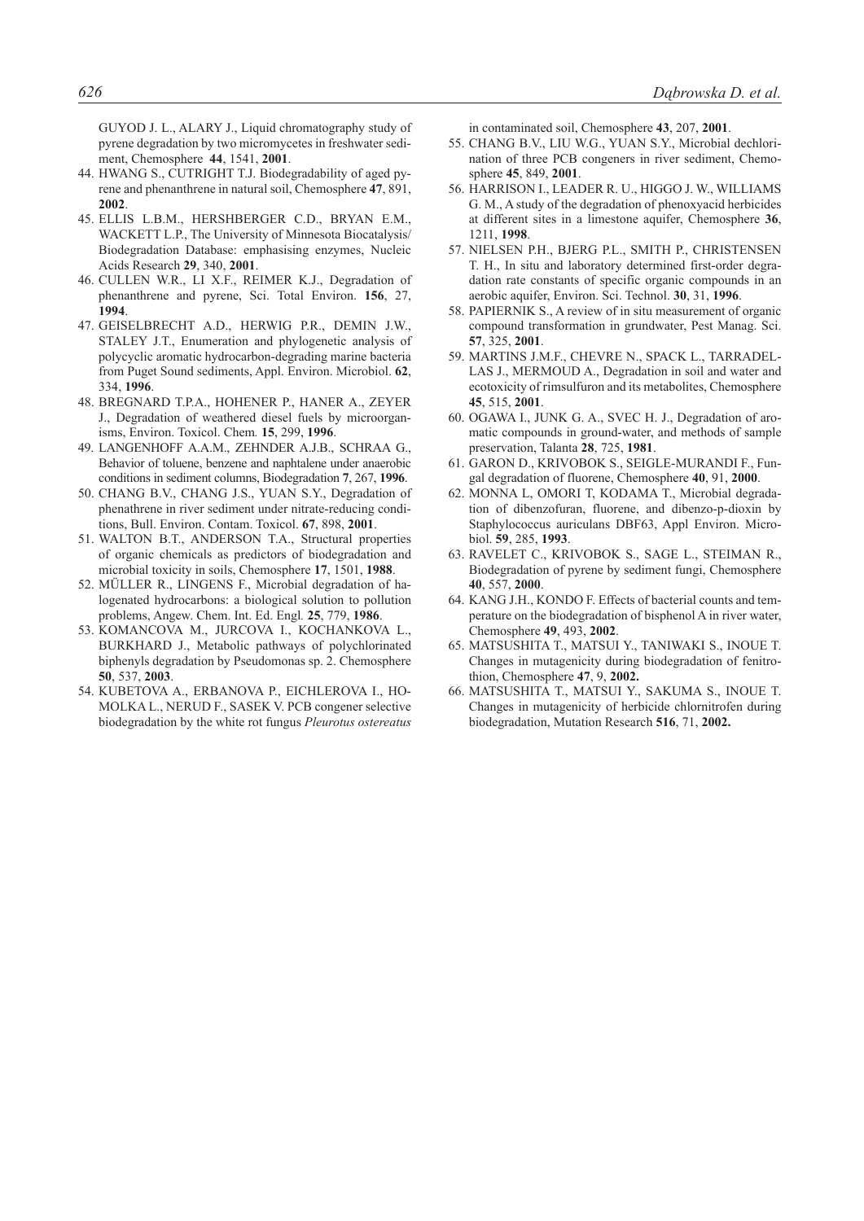GUYOD J. L., ALARY J., Liquid chromatography study of pyrene degradation by two micromycetes in freshwater sediment, Chemosphere **44**, 1541, **2001**.

44. HWANG S., CUTRIGHT T.J. Biodegradability of aged pyrene and phenanthrene in natural soil, Chemosphere **47**, 891, **2002**.
45. ELLIS L.B.M., HERSHBERGER C.D., BRYAN E.M., WACKETT L.P., The University of Minnesota Biocatalysis/Biodegradation Database: emphasising enzymes, Nucleic Acids Research **29**, 340, **2001**.
46. CULLEN W.R., LI X.F., REIMER K.J., Degradation of phenanthrene and pyrene, Sci. Total Environ. **156**, 27, **1994**.
47. GEISELBRECHT A.D., HERWIG P.R., DEMIN J.W., STALEY J.T., Enumeration and phylogenetic analysis of polycyclic aromatic hydrocarbon-degrading marine bacteria from Puget Sound sediments, Appl. Environ. Microbiol. **62**, 334, **1996**.
48. BREGNARD T.P.A., HOHENER P., HANER A., ZEYER J., Degradation of weathered diesel fuels by microorganisms, Environ. Toxicol. Chem. **15**, 299, **1996**.
49. LANGENHOFF A.A.M., ZEHNDER A.J.B., SCHRAA G., Behavior of toluene, benzene and naphtalene under anaerobic conditions in sediment columns, Biodegradation **7**, 267, **1996**.
50. CHANG B.V., CHANG J.S., YUAN S.Y., Degradation of phenathrene in river sediment under nitrate-reducing conditions, Bull. Environ. Contam. Toxicol. **67**, 898, **2001**.
51. WALTON B.T., ANDERSON T.A., Structural properties of organic chemicals as predictors of biodegradation and microbial toxicity in soils, Chemosphere **17**, 1501, **1988**.
52. MÜLLER R., LINGENS F., Microbial degradation of halogenated hydrocarbons: a biological solution to pollution problems, Angew. Chem. Int. Ed. Engl. **25**, 779, **1986**.
53. KOMANCOVA M., JURCOVA I., KOCHANKOVA L., BURKHARD J., Metabolic pathways of polychlorinated biphenyls degradation by Pseudomonas sp. 2. Chemosphere **50**, 537, **2003**.
54. KUBETOVA A., ERBANOVA P., EICHLEROVA I., HOMOLKA L., NERUD F., SASEK V. PCB congener selective biodegradation by the white rot fungus *Pleurotus ostereatus* in contaminated soil, Chemosphere **43**, 207, **2001**.
55. CHANG B.V., LIU W.G., YUAN S.Y., Microbial dechlorination of three PCB congeners in river sediment, Chemosphere **45**, 849, **2001**.
56. HARRISON I., LEADER R. U., HIGGO J. W., WILLIAMS G. M., A study of the degradation of phenoxyacid herbicides at different sites in a limestone aquifer, Chemosphere **36**, 1211, **1998**.
57. NIELSEN P.H., BJERG P.L., SMITH P., CHRISTENSEN T. H., In situ and laboratory determined first-order degradation rate constants of specific organic compounds in an aerobic aquifer, Environ. Sci. Technol. **30**, 31, **1996**.
58. PAPIERNIK S., A review of in situ measurement of organic compound transformation in grundwater, Pest Manag. Sci. **57**, 325, **2001**.
59. MARTINS J.M.F., CHEVRE N., SPACK L., TARRADELLAS J., MERMOUD A., Degradation in soil and water and ecotoxicity of rimsulfuron and its metabolites, Chemosphere **45**, 515, **2001**.
60. OGAWA I., JUNK G. A., SVEC H. J., Degradation of aromatic compounds in ground-water, and methods of sample preservation, Talanta **28**, 725, **1981**.
61. GARON D., KRIVOBOK S., SEIGLE-MURANDI F., Fungal degradation of fluorene, Chemosphere **40**, 91, **2000**.
62. MONNA L, OMORI T, KODAMA T., Microbial degradation of dibenzofuran, fluorene, and dibenzo-p-dioxin by Staphylococcus auriculans DBF63, Appl Environ. Microbiol. **59**, 285, **1993**.
63. RAVELET C., KRIVOBOK S., SAGE L., STEIMAN R., Biodegradation of pyrene by sediment fungi, Chemosphere **40**, 557, **2000**.
64. KANG J.H., KONDO F. Effects of bacterial counts and temperature on the biodegradation of bisphenol A in river water, Chemosphere **49**, 493, **2002**.
65. MATSUSHITA T., MATSUI Y., TANIWAKI S., INOUE T. Changes in mutagenicity during biodegradation of fenitrothion, Chemosphere **47**, 9, **2002.**
66. MATSUSHITA T., MATSUI Y., SAKUMA S., INOUE T. Changes in mutagenicity of herbicide chlornitrofen during biodegradation, Mutation Research **516**, 71, **2002.**